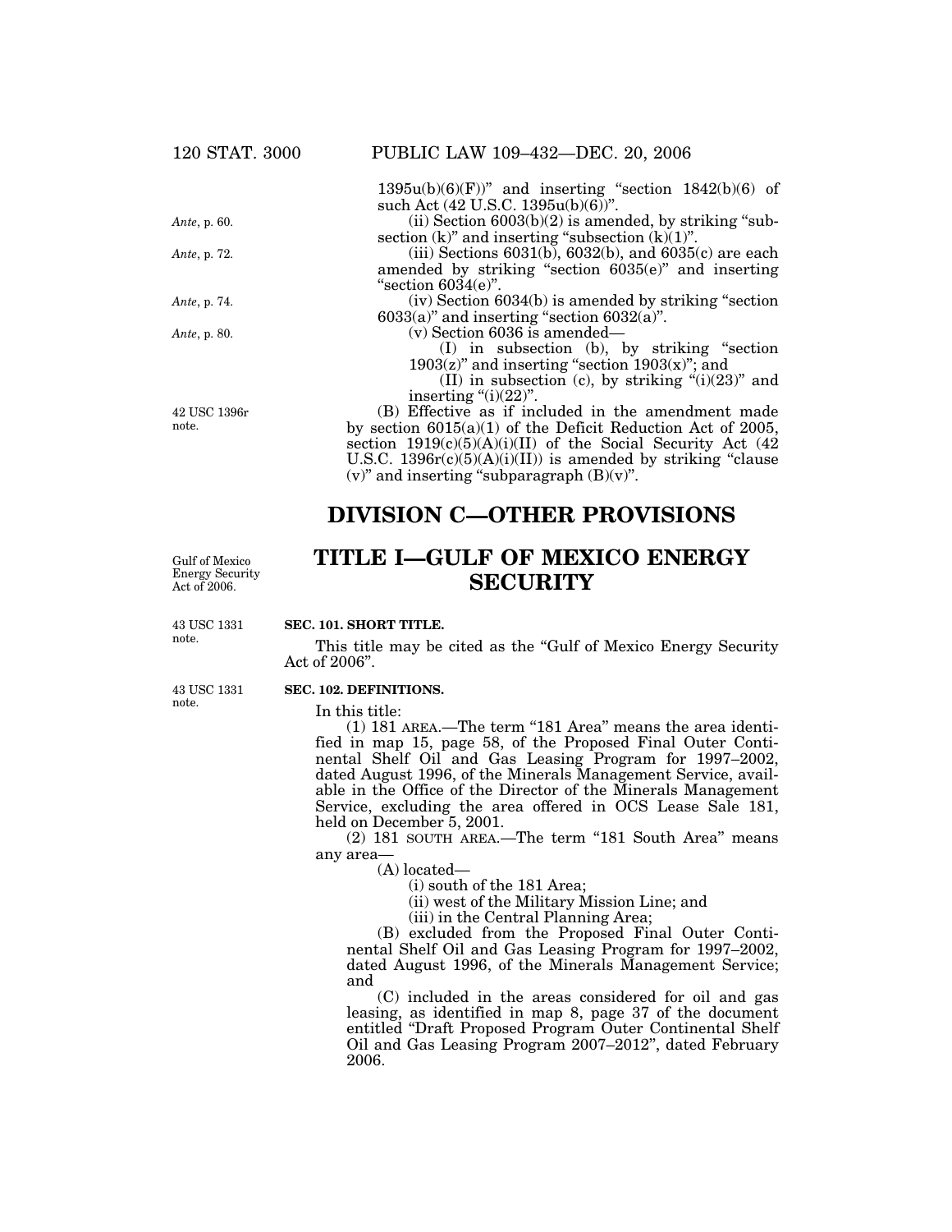1395u(b)(6)(F))" and inserting "section 1842(b)(6) of such Act (42 U.S.C. 1395u(b)(6))".

*Ante*, p. 60.

(ii) Section 6003(b)(2) is amended, by striking "subsection (k)" and inserting "subsection (k)(1)".

*Ante*, p. 72.

(iii) Sections 6031(b), 6032(b), and 6035(c) are each amended by striking "section 6035(e)" and inserting "section 6034(e)".

*Ante*, p. 74.

(iv) Section 6034(b) is amended by striking "section 6033(a)" and inserting "section 6032(a)".

*Ante*, p. 80.

(v) Section 6036 is amended—

(I) in subsection (b), by striking "section 1903(z)" and inserting "section 1903(x)"; and

(II) in subsection (c), by striking "(i)(23)" and inserting "(i)(22)".

42 USC 1396r note.

(B) Effective as if included in the amendment made by section 6015(a)(1) of the Deficit Reduction Act of 2005, section 1919(c)(5)(A)(i)(II) of the Social Security Act (42 U.S.C. 1396r(c)(5)(A)(i)(II)) is amended by striking "clause (v)" and inserting "subparagraph (B)(v)".

# DIVISION C—OTHER PROVISIONS

Gulf of Mexico Energy Security Act of 2006.

# TITLE I—GULF OF MEXICO ENERGY SECURITY

43 USC 1331 note.

**SEC. 101. SHORT TITLE.**

This title may be cited as the "Gulf of Mexico Energy Security Act of 2006".

43 USC 1331 note.

**SEC. 102. DEFINITIONS.**

In this title:

(1) 181 AREA.—The term "181 Area" means the area identified in map 15, page 58, of the Proposed Final Outer Continental Shelf Oil and Gas Leasing Program for 1997–2002, dated August 1996, of the Minerals Management Service, available in the Office of the Director of the Minerals Management Service, excluding the area offered in OCS Lease Sale 181, held on December 5, 2001.

(2) 181 SOUTH AREA.—The term "181 South Area" means any area—

(A) located—

(i) south of the 181 Area;

(ii) west of the Military Mission Line; and

(iii) in the Central Planning Area;

(B) excluded from the Proposed Final Outer Continental Shelf Oil and Gas Leasing Program for 1997–2002, dated August 1996, of the Minerals Management Service; and

(C) included in the areas considered for oil and gas leasing, as identified in map 8, page 37 of the document entitled "Draft Proposed Program Outer Continental Shelf Oil and Gas Leasing Program 2007–2012", dated February 2006.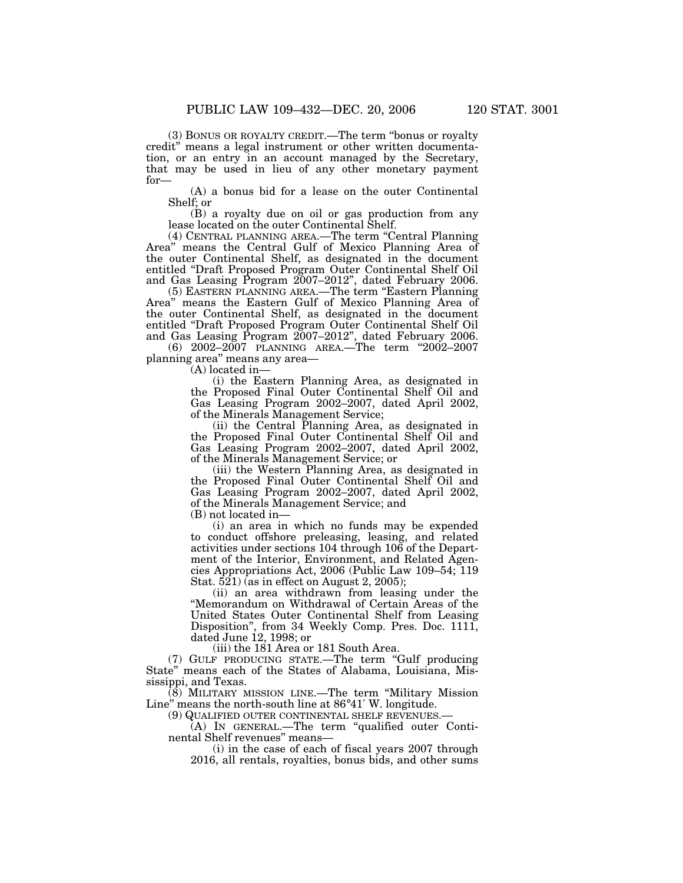(3) BONUS OR ROYALTY CREDIT.—The term "bonus or royalty credit" means a legal instrument or other written documentation, or an entry in an account managed by the Secretary, that may be used in lieu of any other monetary payment for—

(A) a bonus bid for a lease on the outer Continental Shelf; or

(B) a royalty due on oil or gas production from any lease located on the outer Continental Shelf.

(4) CENTRAL PLANNING AREA.—The term "Central Planning Area" means the Central Gulf of Mexico Planning Area of the outer Continental Shelf, as designated in the document entitled "Draft Proposed Program Outer Continental Shelf Oil and Gas Leasing Program 2007–2012", dated February 2006.

(5) EASTERN PLANNING AREA.—The term "Eastern Planning Area" means the Eastern Gulf of Mexico Planning Area of the outer Continental Shelf, as designated in the document entitled "Draft Proposed Program Outer Continental Shelf Oil and Gas Leasing Program 2007–2012", dated February 2006.

(6) 2002–2007 PLANNING AREA.—The term "2002–2007 planning area" means any area—

(A) located in—

(i) the Eastern Planning Area, as designated in the Proposed Final Outer Continental Shelf Oil and Gas Leasing Program 2002–2007, dated April 2002, of the Minerals Management Service;

(ii) the Central Planning Area, as designated in the Proposed Final Outer Continental Shelf Oil and Gas Leasing Program 2002–2007, dated April 2002, of the Minerals Management Service; or

(iii) the Western Planning Area, as designated in the Proposed Final Outer Continental Shelf Oil and Gas Leasing Program 2002–2007, dated April 2002, of the Minerals Management Service; and

(B) not located in—

(i) an area in which no funds may be expended to conduct offshore preleasing, leasing, and related activities under sections 104 through 106 of the Department of the Interior, Environment, and Related Agencies Appropriations Act, 2006 (Public Law 109–54; 119 Stat. 521) (as in effect on August 2, 2005);

(ii) an area withdrawn from leasing under the "Memorandum on Withdrawal of Certain Areas of the United States Outer Continental Shelf from Leasing Disposition", from 34 Weekly Comp. Pres. Doc. 1111, dated June 12, 1998; or

(iii) the 181 Area or 181 South Area.

(7) GULF PRODUCING STATE.—The term "Gulf producing State" means each of the States of Alabama, Louisiana, Mississippi, and Texas.

(8) MILITARY MISSION LINE.—The term "Military Mission Line" means the north-south line at 86°41′ W. longitude.

(9) QUALIFIED OUTER CONTINENTAL SHELF REVENUES.—

(A) IN GENERAL.—The term "qualified outer Continental Shelf revenues" means—

(i) in the case of each of fiscal years 2007 through 2016, all rentals, royalties, bonus bids, and other sums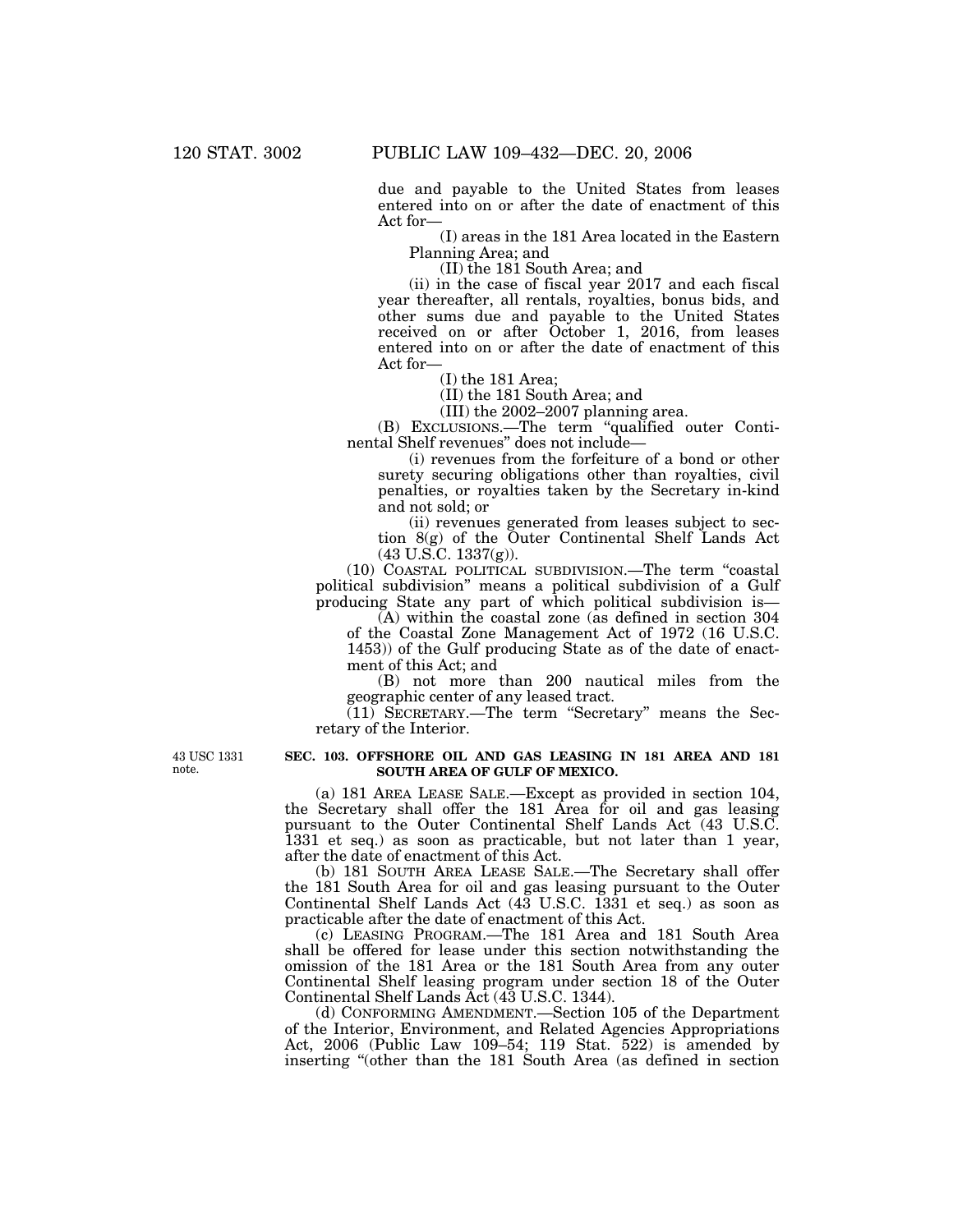due and payable to the United States from leases entered into on or after the date of enactment of this Act for—

(I) areas in the 181 Area located in the Eastern Planning Area; and

(II) the 181 South Area; and

(ii) in the case of fiscal year 2017 and each fiscal year thereafter, all rentals, royalties, bonus bids, and other sums due and payable to the United States received on or after October 1, 2016, from leases entered into on or after the date of enactment of this Act for—

(I) the 181 Area;

(II) the 181 South Area; and

(III) the 2002–2007 planning area.

(B) EXCLUSIONS.—The term "qualified outer Continental Shelf revenues" does not include—

(i) revenues from the forfeiture of a bond or other surety securing obligations other than royalties, civil penalties, or royalties taken by the Secretary in-kind and not sold; or

(ii) revenues generated from leases subject to section 8(g) of the Outer Continental Shelf Lands Act (43 U.S.C. 1337(g)).

(10) COASTAL POLITICAL SUBDIVISION.—The term "coastal political subdivision" means a political subdivision of a Gulf producing State any part of which political subdivision is—

(A) within the coastal zone (as defined in section 304 of the Coastal Zone Management Act of 1972 (16 U.S.C. 1453)) of the Gulf producing State as of the date of enactment of this Act; and

(B) not more than 200 nautical miles from the geographic center of any leased tract.

(11) SECRETARY.—The term "Secretary" means the Secretary of the Interior.

43 USC 1331 note.

**SEC. 103. OFFSHORE OIL AND GAS LEASING IN 181 AREA AND 181 SOUTH AREA OF GULF OF MEXICO.**

(a) 181 AREA LEASE SALE.—Except as provided in section 104, the Secretary shall offer the 181 Area for oil and gas leasing pursuant to the Outer Continental Shelf Lands Act (43 U.S.C. 1331 et seq.) as soon as practicable, but not later than 1 year, after the date of enactment of this Act.

(b) 181 SOUTH AREA LEASE SALE.—The Secretary shall offer the 181 South Area for oil and gas leasing pursuant to the Outer Continental Shelf Lands Act (43 U.S.C. 1331 et seq.) as soon as practicable after the date of enactment of this Act.

(c) LEASING PROGRAM.—The 181 Area and 181 South Area shall be offered for lease under this section notwithstanding the omission of the 181 Area or the 181 South Area from any outer Continental Shelf leasing program under section 18 of the Outer Continental Shelf Lands Act (43 U.S.C. 1344).

(d) CONFORMING AMENDMENT.—Section 105 of the Department of the Interior, Environment, and Related Agencies Appropriations Act, 2006 (Public Law 109–54; 119 Stat. 522) is amended by inserting "(other than the 181 South Area (as defined in section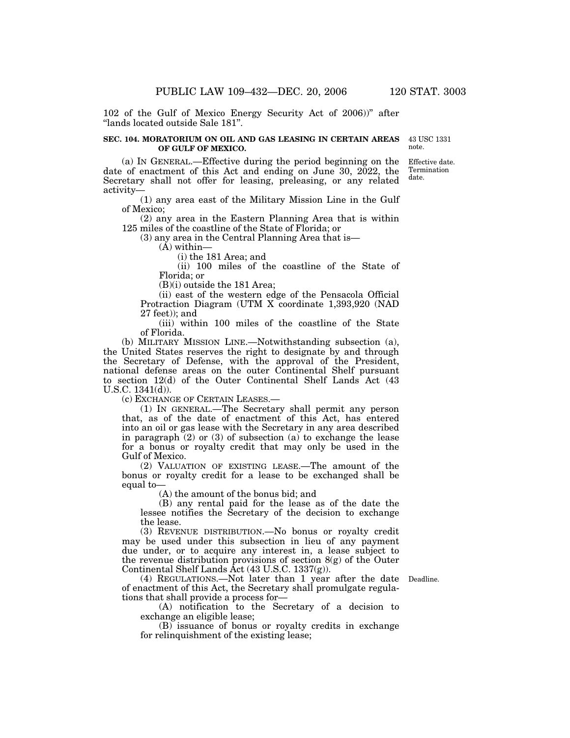102 of the Gulf of Mexico Energy Security Act of 2006))" after "lands located outside Sale 181".

**SEC. 104. MORATORIUM ON OIL AND GAS LEASING IN CERTAIN AREAS OF GULF OF MEXICO.**

43 USC 1331 note.

Effective date. Termination date.

(a) IN GENERAL.—Effective during the period beginning on the date of enactment of this Act and ending on June 30, 2022, the Secretary shall not offer for leasing, preleasing, or any related activity—

(1) any area east of the Military Mission Line in the Gulf of Mexico;

(2) any area in the Eastern Planning Area that is within 125 miles of the coastline of the State of Florida; or

(3) any area in the Central Planning Area that is—

(A) within—

(i) the 181 Area; and

(ii) 100 miles of the coastline of the State of Florida; or

(B)(i) outside the 181 Area;

(ii) east of the western edge of the Pensacola Official Protraction Diagram (UTM X coordinate 1,393,920 (NAD 27 feet)); and

(iii) within 100 miles of the coastline of the State of Florida.

(b) MILITARY MISSION LINE.—Notwithstanding subsection (a), the United States reserves the right to designate by and through the Secretary of Defense, with the approval of the President, national defense areas on the outer Continental Shelf pursuant to section 12(d) of the Outer Continental Shelf Lands Act (43 U.S.C. 1341(d)).

(c) EXCHANGE OF CERTAIN LEASES.—

(1) IN GENERAL.—The Secretary shall permit any person that, as of the date of enactment of this Act, has entered into an oil or gas lease with the Secretary in any area described in paragraph (2) or (3) of subsection (a) to exchange the lease for a bonus or royalty credit that may only be used in the Gulf of Mexico.

(2) VALUATION OF EXISTING LEASE.—The amount of the bonus or royalty credit for a lease to be exchanged shall be equal to—

(A) the amount of the bonus bid; and

(B) any rental paid for the lease as of the date the lessee notifies the Secretary of the decision to exchange the lease.

(3) REVENUE DISTRIBUTION.—No bonus or royalty credit may be used under this subsection in lieu of any payment due under, or to acquire any interest in, a lease subject to the revenue distribution provisions of section 8(g) of the Outer Continental Shelf Lands Act (43 U.S.C. 1337(g)).

Deadline.

(4) REGULATIONS.—Not later than 1 year after the date of enactment of this Act, the Secretary shall promulgate regulations that shall provide a process for—

(A) notification to the Secretary of a decision to exchange an eligible lease;

(B) issuance of bonus or royalty credits in exchange for relinquishment of the existing lease;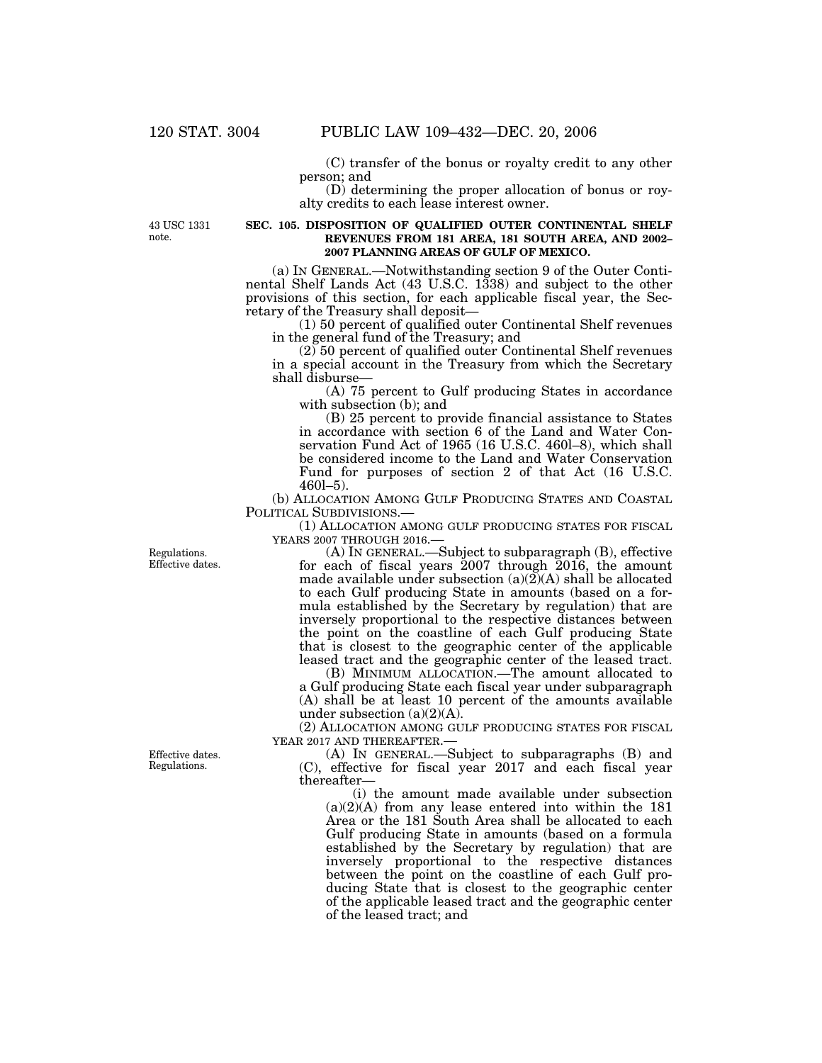(C) transfer of the bonus or royalty credit to any other person; and

(D) determining the proper allocation of bonus or royalty credits to each lease interest owner.

43 USC 1331 note.

**SEC. 105. DISPOSITION OF QUALIFIED OUTER CONTINENTAL SHELF REVENUES FROM 181 AREA, 181 SOUTH AREA, AND 2002–2007 PLANNING AREAS OF GULF OF MEXICO.**

(a) IN GENERAL.—Notwithstanding section 9 of the Outer Continental Shelf Lands Act (43 U.S.C. 1338) and subject to the other provisions of this section, for each applicable fiscal year, the Secretary of the Treasury shall deposit—

(1) 50 percent of qualified outer Continental Shelf revenues in the general fund of the Treasury; and

(2) 50 percent of qualified outer Continental Shelf revenues in a special account in the Treasury from which the Secretary shall disburse—

(A) 75 percent to Gulf producing States in accordance with subsection (b); and

(B) 25 percent to provide financial assistance to States in accordance with section 6 of the Land and Water Conservation Fund Act of 1965 (16 U.S.C. 460l–8), which shall be considered income to the Land and Water Conservation Fund for purposes of section 2 of that Act (16 U.S.C. 460l–5).

(b) ALLOCATION AMONG GULF PRODUCING STATES AND COASTAL POLITICAL SUBDIVISIONS.—

(1) ALLOCATION AMONG GULF PRODUCING STATES FOR FISCAL YEARS 2007 THROUGH 2016.—

Regulations. Effective dates.

(A) IN GENERAL.—Subject to subparagraph (B), effective for each of fiscal years 2007 through 2016, the amount made available under subsection (a)(2)(A) shall be allocated to each Gulf producing State in amounts (based on a formula established by the Secretary by regulation) that are inversely proportional to the respective distances between the point on the coastline of each Gulf producing State that is closest to the geographic center of the applicable leased tract and the geographic center of the leased tract.

(B) MINIMUM ALLOCATION.—The amount allocated to a Gulf producing State each fiscal year under subparagraph (A) shall be at least 10 percent of the amounts available under subsection (a)(2)(A).

(2) ALLOCATION AMONG GULF PRODUCING STATES FOR FISCAL YEAR 2017 AND THEREAFTER.—

Effective dates. Regulations.

(A) IN GENERAL.—Subject to subparagraphs (B) and (C), effective for fiscal year 2017 and each fiscal year thereafter—

(i) the amount made available under subsection (a)(2)(A) from any lease entered into within the 181 Area or the 181 South Area shall be allocated to each Gulf producing State in amounts (based on a formula established by the Secretary by regulation) that are inversely proportional to the respective distances between the point on the coastline of each Gulf producing State that is closest to the geographic center of the applicable leased tract and the geographic center of the leased tract; and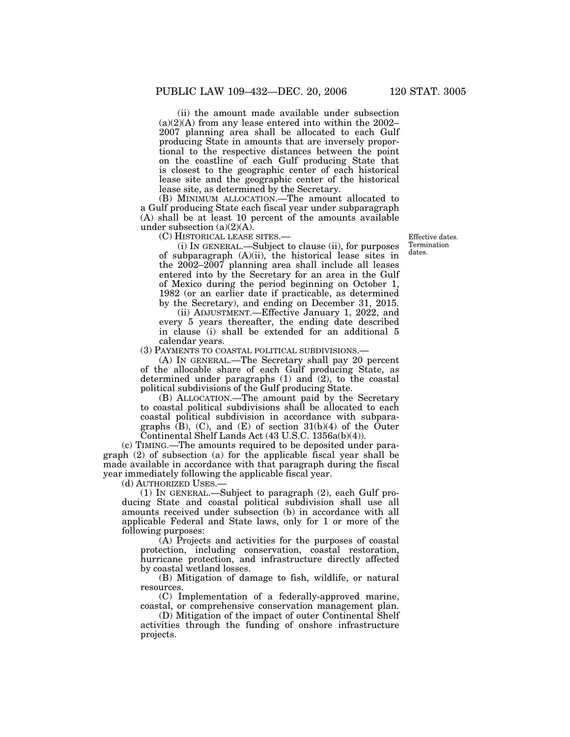(ii) the amount made available under subsection (a)(2)(A) from any lease entered into within the 2002–2007 planning area shall be allocated to each Gulf producing State in amounts that are inversely proportional to the respective distances between the point on the coastline of each Gulf producing State that is closest to the geographic center of each historical lease site and the geographic center of the historical lease site, as determined by the Secretary.

(B) MINIMUM ALLOCATION.—The amount allocated to a Gulf producing State each fiscal year under subparagraph (A) shall be at least 10 percent of the amounts available under subsection (a)(2)(A).

(C) HISTORICAL LEASE SITES.—

Effective dates. Termination dates.

(i) IN GENERAL.—Subject to clause (ii), for purposes of subparagraph (A)(ii), the historical lease sites in the 2002–2007 planning area shall include all leases entered into by the Secretary for an area in the Gulf of Mexico during the period beginning on October 1, 1982 (or an earlier date if practicable, as determined by the Secretary), and ending on December 31, 2015.

(ii) ADJUSTMENT.—Effective January 1, 2022, and every 5 years thereafter, the ending date described in clause (i) shall be extended for an additional 5 calendar years.

(3) PAYMENTS TO COASTAL POLITICAL SUBDIVISIONS.—

(A) IN GENERAL.—The Secretary shall pay 20 percent of the allocable share of each Gulf producing State, as determined under paragraphs (1) and (2), to the coastal political subdivisions of the Gulf producing State.

(B) ALLOCATION.—The amount paid by the Secretary to coastal political subdivisions shall be allocated to each coastal political subdivision in accordance with subparagraphs (B), (C), and (E) of section 31(b)(4) of the Outer Continental Shelf Lands Act (43 U.S.C. 1356a(b)(4)).

(c) TIMING.—The amounts required to be deposited under paragraph (2) of subsection (a) for the applicable fiscal year shall be made available in accordance with that paragraph during the fiscal year immediately following the applicable fiscal year.

(d) AUTHORIZED USES.—

(1) IN GENERAL.—Subject to paragraph (2), each Gulf producing State and coastal political subdivision shall use all amounts received under subsection (b) in accordance with all applicable Federal and State laws, only for 1 or more of the following purposes:

(A) Projects and activities for the purposes of coastal protection, including conservation, coastal restoration, hurricane protection, and infrastructure directly affected by coastal wetland losses.

(B) Mitigation of damage to fish, wildlife, or natural resources.

(C) Implementation of a federally-approved marine, coastal, or comprehensive conservation management plan.

(D) Mitigation of the impact of outer Continental Shelf activities through the funding of onshore infrastructure projects.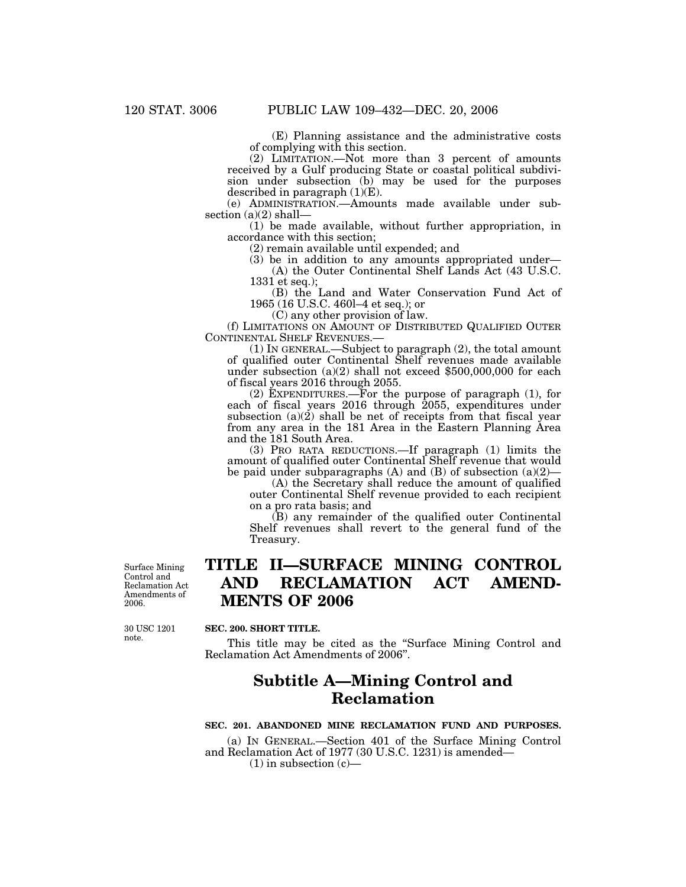(E) Planning assistance and the administrative costs of complying with this section.

(2) LIMITATION.—Not more than 3 percent of amounts received by a Gulf producing State or coastal political subdivision under subsection (b) may be used for the purposes described in paragraph (1)(E).

(e) ADMINISTRATION.—Amounts made available under subsection (a)(2) shall—

(1) be made available, without further appropriation, in accordance with this section;

(2) remain available until expended; and

(3) be in addition to any amounts appropriated under—

(A) the Outer Continental Shelf Lands Act (43 U.S.C. 1331 et seq.);

(B) the Land and Water Conservation Fund Act of 1965 (16 U.S.C. 460l–4 et seq.); or

(C) any other provision of law.

(f) LIMITATIONS ON AMOUNT OF DISTRIBUTED QUALIFIED OUTER CONTINENTAL SHELF REVENUES.—

(1) IN GENERAL.—Subject to paragraph (2), the total amount of qualified outer Continental Shelf revenues made available under subsection (a)(2) shall not exceed $500,000,000 for each of fiscal years 2016 through 2055.

(2) EXPENDITURES.—For the purpose of paragraph (1), for each of fiscal years 2016 through 2055, expenditures under subsection (a)(2) shall be net of receipts from that fiscal year from any area in the 181 Area in the Eastern Planning Area and the 181 South Area.

(3) PRO RATA REDUCTIONS.—If paragraph (1) limits the amount of qualified outer Continental Shelf revenue that would be paid under subparagraphs (A) and (B) of subsection (a)(2)—

(A) the Secretary shall reduce the amount of qualified outer Continental Shelf revenue provided to each recipient on a pro rata basis; and

(B) any remainder of the qualified outer Continental Shelf revenues shall revert to the general fund of the Treasury.

Surface Mining Control and Reclamation Act Amendments of 2006.

# TITLE II—SURFACE MINING CONTROL AND RECLAMATION ACT AMENDMENTS OF 2006

30 USC 1201 note.

**SEC. 200. SHORT TITLE.**

This title may be cited as the "Surface Mining Control and Reclamation Act Amendments of 2006".

## Subtitle A—Mining Control and Reclamation

**SEC. 201. ABANDONED MINE RECLAMATION FUND AND PURPOSES.**

(a) IN GENERAL.—Section 401 of the Surface Mining Control and Reclamation Act of 1977 (30 U.S.C. 1231) is amended—

(1) in subsection (c)—